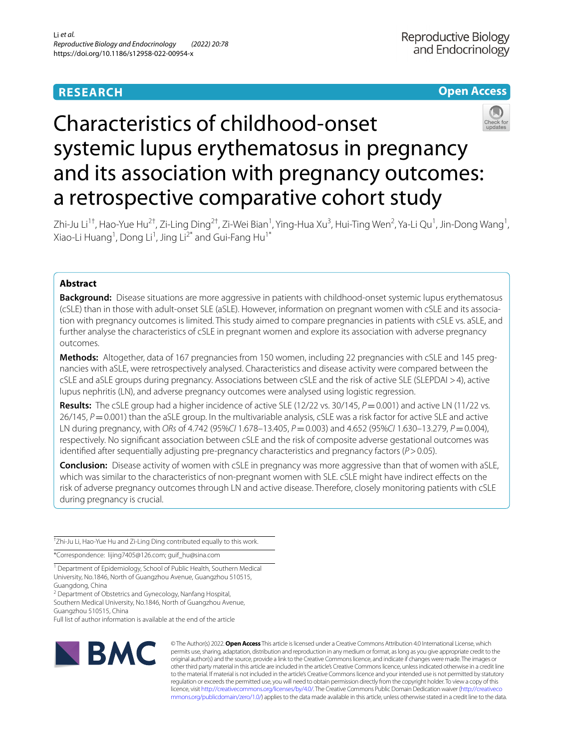**RESEARCH** **Open Access**

# Characteristics of childhood-onset systemic lupus erythematosus in pregnancy and its association with pregnancy outcomes: a retrospective comparative cohort study

Zhi-Ju Li[1†], Hao-Yue Hu[2†], Zi-Ling Ding[2†], Zi-Wei Bian[1], Ying-Hua Xu[3], Hui-Ting Wen[2], Ya-Li Qu[1], Jin-Dong Wang[1], Xiao-Li Huang[1], Dong Li[1], Jing Li[2*] and Gui-Fang Hu[1*]

## Abstract

**Background:** Disease situations are more aggressive in patients with childhood-onset systemic lupus erythematosus (cSLE) than in those with adult-onset SLE (aSLE). However, information on pregnant women with cSLE and its association with pregnancy outcomes is limited. This study aimed to compare pregnancies in patients with cSLE vs. aSLE, and further analyse the characteristics of cSLE in pregnant women and explore its association with adverse pregnancy outcomes.

**Methods:** Altogether, data of 167 pregnancies from 150 women, including 22 pregnancies with cSLE and 145 pregnancies with aSLE, were retrospectively analysed. Characteristics and disease activity were compared between the cSLE and aSLE groups during pregnancy. Associations between cSLE and the risk of active SLE (SLEPDAI > 4), active lupus nephritis (LN), and adverse pregnancy outcomes were analysed using logistic regression.

**Results:** The cSLE group had a higher incidence of active SLE (12/22 vs. 30/145, $P = 0.001$) and active LN (11/22 vs. 26/145, $P = 0.001$) than the aSLE group. In the multivariable analysis, cSLE was a risk factor for active SLE and active LN during pregnancy, with *ORs* of 4.742 (95%*CI* 1.678–13.405, $P = 0.003$) and 4.652 (95%*CI* 1.630–13.279, $P = 0.004$), respectively. No significant association between cSLE and the risk of composite adverse gestational outcomes was identified after sequentially adjusting pre-pregnancy characteristics and pregnancy factors ($P > 0.05$).

**Conclusion:** Disease activity of women with cSLE in pregnancy was more aggressive than that of women with aSLE, which was similar to the characteristics of non-pregnant women with SLE. cSLE might have indirect effects on the risk of adverse pregnancy outcomes through LN and active disease. Therefore, closely monitoring patients with cSLE during pregnancy is crucial.

†Zhi-Ju Li, Hao-Yue Hu and Zi-Ling Ding contributed equally to this work.

*Correspondence: lijing7405@126.com; guif_hu@sina.com

[1] Department of Epidemiology, School of Public Health, Southern Medical University, No.1846, North of Guangzhou Avenue, Guangzhou 510515, Guangdong, China
[2] Department of Obstetrics and Gynecology, Nanfang Hospital, Southern Medical University, No.1846, North of Guangzhou Avenue, Guangzhou 510515, China
Full list of author information is available at the end of the article

© The Author(s) 2022. **Open Access** This article is licensed under a Creative Commons Attribution 4.0 International License, which permits use, sharing, adaptation, distribution and reproduction in any medium or format, as long as you give appropriate credit to the original author(s) and the source, provide a link to the Creative Commons licence, and indicate if changes were made. The images or other third party material in this article are included in the article's Creative Commons licence, unless indicated otherwise in a credit line to the material. If material is not included in the article's Creative Commons licence and your intended use is not permitted by statutory regulation or exceeds the permitted use, you will need to obtain permission directly from the copyright holder. To view a copy of this licence, visit http://creativecommons.org/licenses/by/4.0/. The Creative Commons Public Domain Dedication waiver (http://creativecommons.org/publicdomain/zero/1.0/) applies to the data made available in this article, unless otherwise stated in a credit line to the data.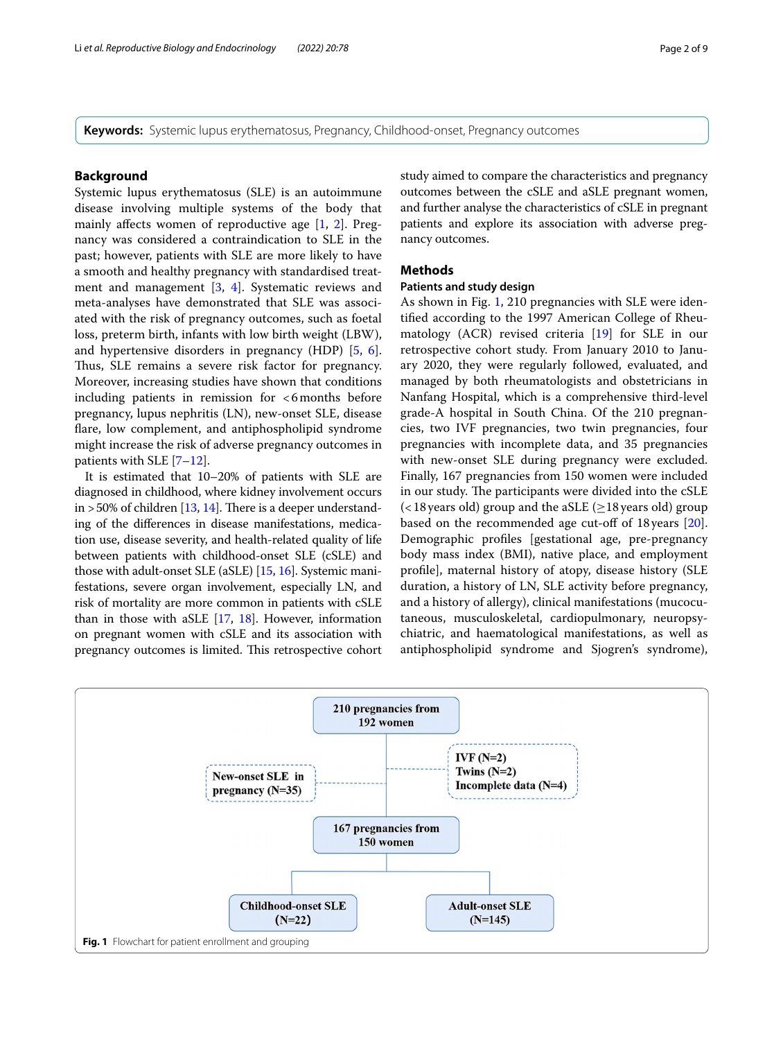**Keywords:** Systemic lupus erythematosus, Pregnancy, Childhood-onset, Pregnancy outcomes

## Background

Systemic lupus erythematosus (SLE) is an autoimmune disease involving multiple systems of the body that mainly affects women of reproductive age [1, 2]. Pregnancy was considered a contraindication to SLE in the past; however, patients with SLE are more likely to have a smooth and healthy pregnancy with standardised treatment and management [3, 4]. Systematic reviews and meta-analyses have demonstrated that SLE was associated with the risk of pregnancy outcomes, such as foetal loss, preterm birth, infants with low birth weight (LBW), and hypertensive disorders in pregnancy (HDP) [5, 6]. Thus, SLE remains a severe risk factor for pregnancy. Moreover, increasing studies have shown that conditions including patients in remission for <6 months before pregnancy, lupus nephritis (LN), new-onset SLE, disease flare, low complement, and antiphospholipid syndrome might increase the risk of adverse pregnancy outcomes in patients with SLE [7–12].

It is estimated that 10–20% of patients with SLE are diagnosed in childhood, where kidney involvement occurs in >50% of children [13, 14]. There is a deeper understanding of the differences in disease manifestations, medication use, disease severity, and health-related quality of life between patients with childhood-onset SLE (cSLE) and those with adult-onset SLE (aSLE) [15, 16]. Systemic manifestations, severe organ involvement, especially LN, and risk of mortality are more common in patients with cSLE than in those with aSLE [17, 18]. However, information on pregnant women with cSLE and its association with pregnancy outcomes is limited. This retrospective cohort study aimed to compare the characteristics and pregnancy outcomes between the cSLE and aSLE pregnant women, and further analyse the characteristics of cSLE in pregnant patients and explore its association with adverse pregnancy outcomes.

## Methods

### Patients and study design

As shown in Fig. 1, 210 pregnancies with SLE were identified according to the 1997 American College of Rheumatology (ACR) revised criteria [19] for SLE in our retrospective cohort study. From January 2010 to January 2020, they were regularly followed, evaluated, and managed by both rheumatologists and obstetricians in Nanfang Hospital, which is a comprehensive third-level grade-A hospital in South China. Of the 210 pregnancies, two IVF pregnancies, two twin pregnancies, four pregnancies with incomplete data, and 35 pregnancies with new-onset SLE during pregnancy were excluded. Finally, 167 pregnancies from 150 women were included in our study. The participants were divided into the cSLE (<18 years old) group and the aSLE (≥18 years old) group based on the recommended age cut-off of 18 years [20]. Demographic profiles [gestational age, pre-pregnancy body mass index (BMI), native place, and employment profile], maternal history of atopy, disease history (SLE duration, a history of LN, SLE activity before pregnancy, and a history of allergy), clinical manifestations (mucocutaneous, musculoskeletal, cardiopulmonary, neuropsychiatric, and haematological manifestations, as well as antiphospholipid syndrome and Sjogren's syndrome),

210 pregnancies from 192 women

New-onset SLE in pregnancy (N=35)

IVF (N=2)
Twins (N=2)
Incomplete data (N=4)

167 pregnancies from 150 women

Childhood-onset SLE (N=22)

Adult-onset SLE (N=145)

**Fig. 1** Flowchart for patient enrollment and grouping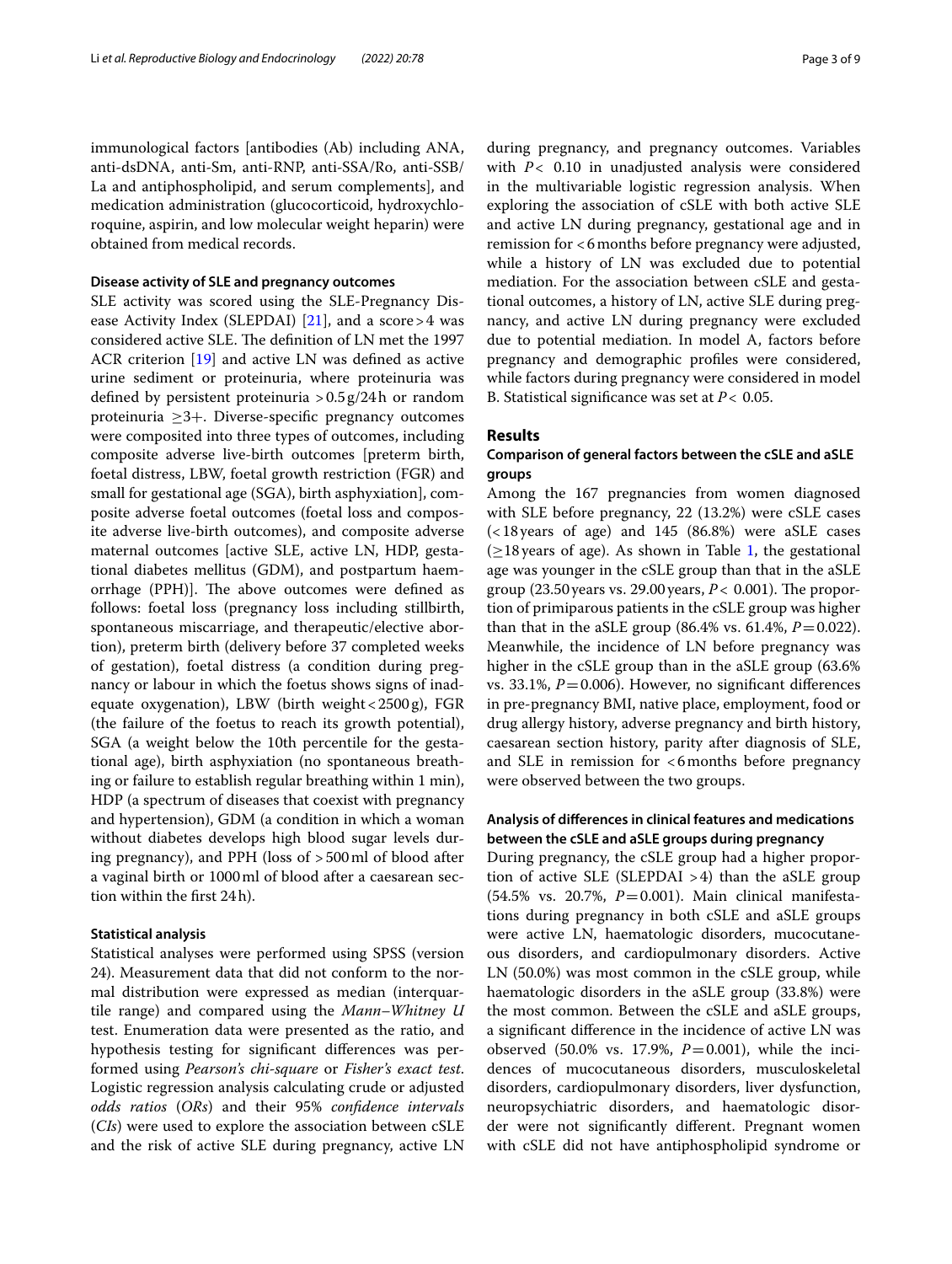immunological factors [antibodies (Ab) including ANA, anti-dsDNA, anti-Sm, anti-RNP, anti-SSA/Ro, anti-SSB/La and antiphospholipid, and serum complements], and medication administration (glucocorticoid, hydroxychloroquine, aspirin, and low molecular weight heparin) were obtained from medical records.

#### Disease activity of SLE and pregnancy outcomes

SLE activity was scored using the SLE-Pregnancy Disease Activity Index (SLEPDAI) [21], and a score > 4 was considered active SLE. The definition of LN met the 1997 ACR criterion [19] and active LN was defined as active urine sediment or proteinuria, where proteinuria was defined by persistent proteinuria > 0.5 g/24 h or random proteinuria ≥3+. Diverse-specific pregnancy outcomes were composited into three types of outcomes, including composite adverse live-birth outcomes [preterm birth, foetal distress, LBW, foetal growth restriction (FGR) and small for gestational age (SGA), birth asphyxiation], composite adverse foetal outcomes (foetal loss and composite adverse live-birth outcomes), and composite adverse maternal outcomes [active SLE, active LN, HDP, gestational diabetes mellitus (GDM), and postpartum haemorrhage (PPH)]. The above outcomes were defined as follows: foetal loss (pregnancy loss including stillbirth, spontaneous miscarriage, and therapeutic/elective abortion), preterm birth (delivery before 37 completed weeks of gestation), foetal distress (a condition during pregnancy or labour in which the foetus shows signs of inadequate oxygenation), LBW (birth weight < 2500 g), FGR (the failure of the foetus to reach its growth potential), SGA (a weight below the 10th percentile for the gestational age), birth asphyxiation (no spontaneous breathing or failure to establish regular breathing within 1 min), HDP (a spectrum of diseases that coexist with pregnancy and hypertension), GDM (a condition in which a woman without diabetes develops high blood sugar levels during pregnancy), and PPH (loss of > 500 ml of blood after a vaginal birth or 1000 ml of blood after a caesarean section within the first 24 h).

#### Statistical analysis

Statistical analyses were performed using SPSS (version 24). Measurement data that did not conform to the normal distribution were expressed as median (interquartile range) and compared using the *Mann–Whitney U* test. Enumeration data were presented as the ratio, and hypothesis testing for significant differences was performed using *Pearson's chi-square* or *Fisher's exact test.* Logistic regression analysis calculating crude or adjusted *odds ratios* (*ORs*) and their 95% *confidence intervals* (*CIs*) were used to explore the association between cSLE and the risk of active SLE during pregnancy, active LN during pregnancy, and pregnancy outcomes. Variables with $P < 0.10$ in unadjusted analysis were considered in the multivariable logistic regression analysis. When exploring the association of cSLE with both active SLE and active LN during pregnancy, gestational age and in remission for < 6 months before pregnancy were adjusted, while a history of LN was excluded due to potential mediation. For the association between cSLE and gestational outcomes, a history of LN, active SLE during pregnancy, and active LN during pregnancy were excluded due to potential mediation. In model A, factors before pregnancy and demographic profiles were considered, while factors during pregnancy were considered in model B. Statistical significance was set at $P < 0.05$.

## Results

#### Comparison of general factors between the cSLE and aSLE groups

Among the 167 pregnancies from women diagnosed with SLE before pregnancy, 22 (13.2%) were cSLE cases (< 18 years of age) and 145 (86.8%) were aSLE cases (≥18 years of age). As shown in Table 1, the gestational age was younger in the cSLE group than that in the aSLE group (23.50 years vs. 29.00 years, $P < 0.001$). The proportion of primiparous patients in the cSLE group was higher than that in the aSLE group (86.4% vs. 61.4%, $P = 0.022$). Meanwhile, the incidence of LN before pregnancy was higher in the cSLE group than in the aSLE group (63.6% vs. 33.1%, $P = 0.006$). However, no significant differences in pre-pregnancy BMI, native place, employment, food or drug allergy history, adverse pregnancy and birth history, caesarean section history, parity after diagnosis of SLE, and SLE in remission for < 6 months before pregnancy were observed between the two groups.

#### Analysis of differences in clinical features and medications between the cSLE and aSLE groups during pregnancy

During pregnancy, the cSLE group had a higher proportion of active SLE (SLEPDAI > 4) than the aSLE group (54.5% vs. 20.7%, $P = 0.001$). Main clinical manifestations during pregnancy in both cSLE and aSLE groups were active LN, haematologic disorders, mucocutaneous disorders, and cardiopulmonary disorders. Active LN (50.0%) was most common in the cSLE group, while haematologic disorders in the aSLE group (33.8%) were the most common. Between the cSLE and aSLE groups, a significant difference in the incidence of active LN was observed (50.0% vs. 17.9%, $P = 0.001$), while the incidences of mucocutaneous disorders, musculoskeletal disorders, cardiopulmonary disorders, liver dysfunction, neuropsychiatric disorders, and haematologic disorder were not significantly different. Pregnant women with cSLE did not have antiphospholipid syndrome or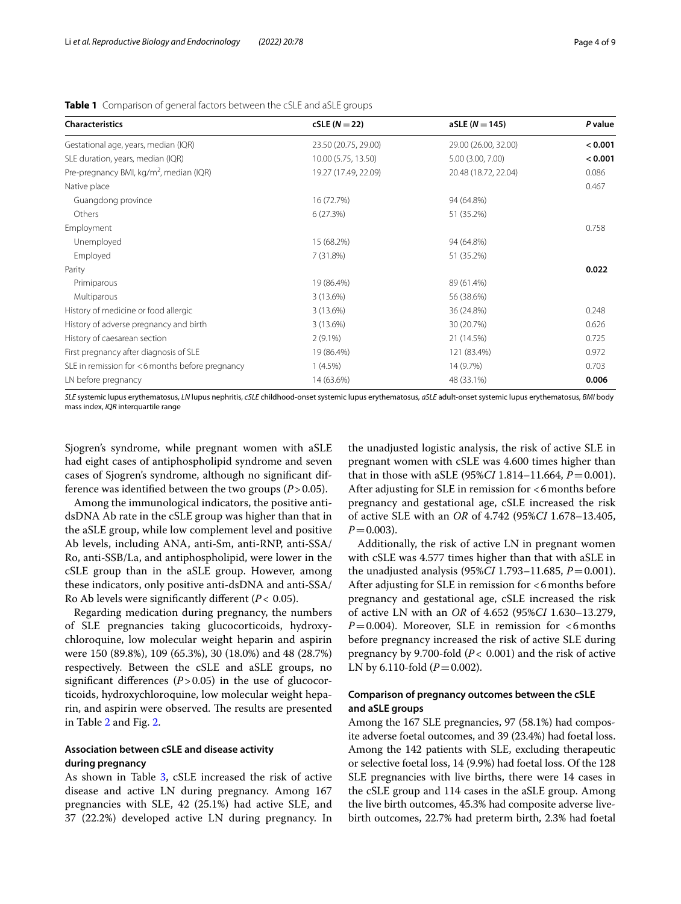**Table 1** Comparison of general factors between the cSLE and aSLE groups

| Characteristics | cSLE ($N=22$) | aSLE ($N=145$) | *P* value |
|---|---|---|---|
| Gestational age, years, median (IQR) | 23.50 (20.75, 29.00) | 29.00 (26.00, 32.00) | **< 0.001** |
| SLE duration, years, median (IQR) | 10.00 (5.75, 13.50) | 5.00 (3.00, 7.00) | **< 0.001** |
| Pre-pregnancy BMI, kg/m$^2$, median (IQR) | 19.27 (17.49, 22.09) | 20.48 (18.72, 22.04) | 0.086 |
| Native place | | | 0.467 |
| Guangdong province | 16 (72.7%) | 94 (64.8%) | |
| Others | 6 (27.3%) | 51 (35.2%) | |
| Employment | | | 0.758 |
| Unemployed | 15 (68.2%) | 94 (64.8%) | |
| Employed | 7 (31.8%) | 51 (35.2%) | |
| Parity | | | **0.022** |
| Primiparous | 19 (86.4%) | 89 (61.4%) | |
| Multiparous | 3 (13.6%) | 56 (38.6%) | |
| History of medicine or food allergic | 3 (13.6%) | 36 (24.8%) | 0.248 |
| History of adverse pregnancy and birth | 3 (13.6%) | 30 (20.7%) | 0.626 |
| History of caesarean section | 2 (9.1%) | 21 (14.5%) | 0.725 |
| First pregnancy after diagnosis of SLE | 19 (86.4%) | 121 (83.4%) | 0.972 |
| SLE in remission for < 6 months before pregnancy | 1 (4.5%) | 14 (9.7%) | 0.703 |
| LN before pregnancy | 14 (63.6%) | 48 (33.1%) | **0.006** |

*SLE* systemic lupus erythematosus, *LN* lupus nephritis, *cSLE* childhood-onset systemic lupus erythematosus, *aSLE* adult-onset systemic lupus erythematosus, *BMI* body mass index, *IQR* interquartile range

Sjogren's syndrome, while pregnant women with aSLE had eight cases of antiphospholipid syndrome and seven cases of Sjogren's syndrome, although no significant difference was identified between the two groups ($P>0.05$).

Among the immunological indicators, the positive anti-dsDNA Ab rate in the cSLE group was higher than that in the aSLE group, while low complement level and positive Ab levels, including ANA, anti-Sm, anti-RNP, anti-SSA/Ro, anti-SSB/La, and antiphospholipid, were lower in the cSLE group than in the aSLE group. However, among these indicators, only positive anti-dsDNA and anti-SSA/Ro Ab levels were significantly different ($P<0.05$).

Regarding medication during pregnancy, the numbers of SLE pregnancies taking glucocorticoids, hydroxychloroquine, low molecular weight heparin and aspirin were 150 (89.8%), 109 (65.3%), 30 (18.0%) and 48 (28.7%) respectively. Between the cSLE and aSLE groups, no significant differences ($P>0.05$) in the use of glucocorticoids, hydroxychloroquine, low molecular weight heparin, and aspirin were observed. The results are presented in Table 2 and Fig. 2.

### Association between cSLE and disease activity during pregnancy

As shown in Table 3, cSLE increased the risk of active disease and active LN during pregnancy. Among 167 pregnancies with SLE, 42 (25.1%) had active SLE, and 37 (22.2%) developed active LN during pregnancy. In the unadjusted logistic analysis, the risk of active SLE in pregnant women with cSLE was 4.600 times higher than that in those with aSLE (95%*CI* 1.814–11.664, $P=0.001$). After adjusting for SLE in remission for < 6 months before pregnancy and gestational age, cSLE increased the risk of active SLE with an *OR* of 4.742 (95%*CI* 1.678–13.405, $P=0.003$).

Additionally, the risk of active LN in pregnant women with cSLE was 4.577 times higher than that with aSLE in the unadjusted analysis (95%*CI* 1.793–11.685, $P=0.001$). After adjusting for SLE in remission for < 6 months before pregnancy and gestational age, cSLE increased the risk of active LN with an *OR* of 4.652 (95%*CI* 1.630–13.279, $P=0.004$). Moreover, SLE in remission for < 6 months before pregnancy increased the risk of active SLE during pregnancy by 9.700-fold ($P<0.001$) and the risk of active LN by 6.110-fold ($P=0.002$).

### Comparison of pregnancy outcomes between the cSLE and aSLE groups

Among the 167 SLE pregnancies, 97 (58.1%) had composite adverse foetal outcomes, and 39 (23.4%) had foetal loss. Among the 142 patients with SLE, excluding therapeutic or selective foetal loss, 14 (9.9%) had foetal loss. Of the 128 SLE pregnancies with live births, there were 14 cases in the cSLE group and 114 cases in the aSLE group. Among the live birth outcomes, 45.3% had composite adverse live-birth outcomes, 22.7% had preterm birth, 2.3% had foetal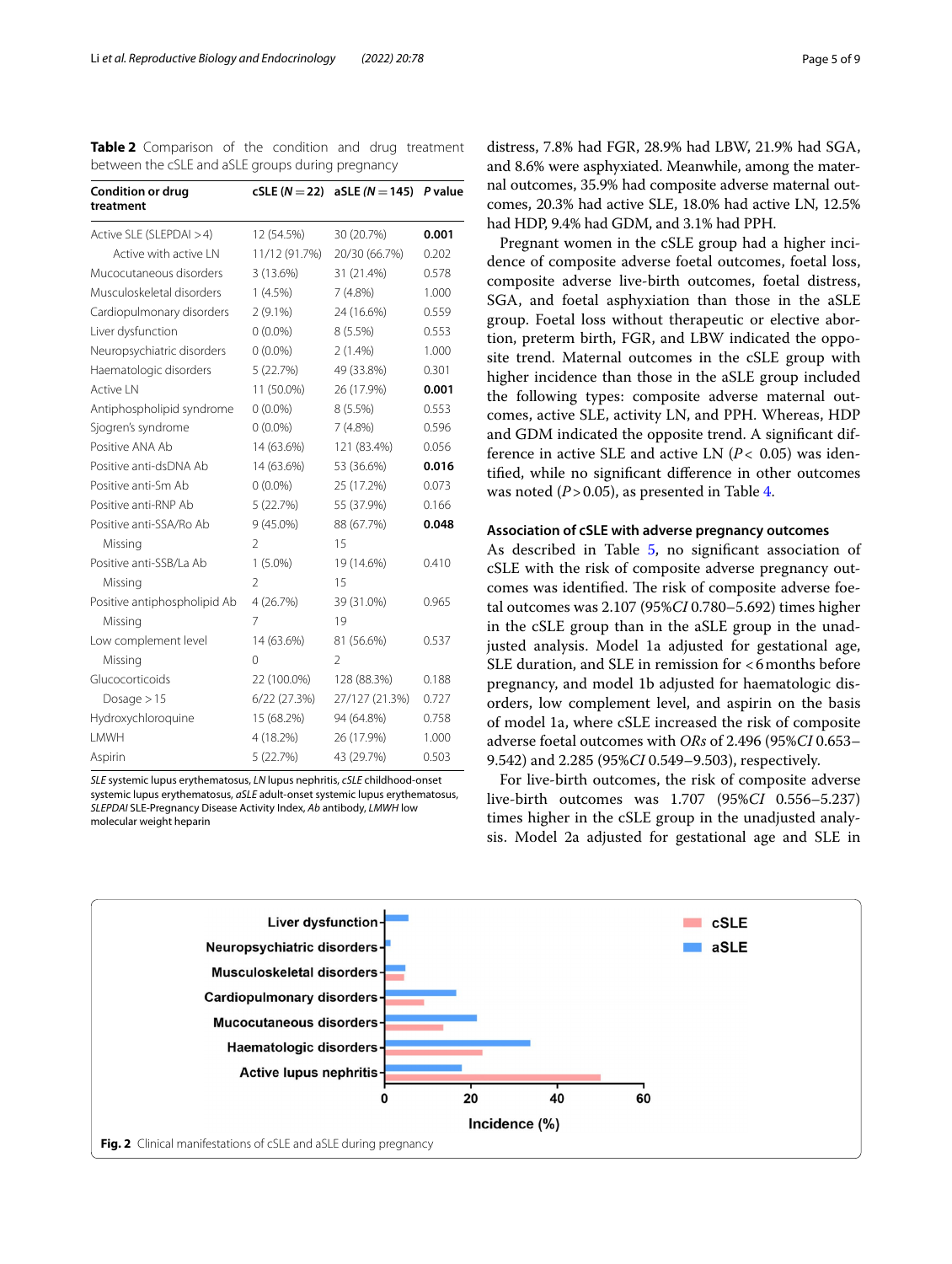**Table 2** Comparison of the condition and drug treatment between the cSLE and aSLE groups during pregnancy

| Condition or drug treatment | cSLE (*N* = 22) | aSLE (*N* = 145) | *P* value |
|---|---|---|---|
| Active SLE (SLEPDAI > 4) | 12 (54.5%) | 30 (20.7%) | **0.001** |
| Active with active LN | 11/12 (91.7%) | 20/30 (66.7%) | 0.202 |
| Mucocutaneous disorders | 3 (13.6%) | 31 (21.4%) | 0.578 |
| Musculoskeletal disorders | 1 (4.5%) | 7 (4.8%) | 1.000 |
| Cardiopulmonary disorders | 2 (9.1%) | 24 (16.6%) | 0.559 |
| Liver dysfunction | 0 (0.0%) | 8 (5.5%) | 0.553 |
| Neuropsychiatric disorders | 0 (0.0%) | 2 (1.4%) | 1.000 |
| Haematologic disorders | 5 (22.7%) | 49 (33.8%) | 0.301 |
| Active LN | 11 (50.0%) | 26 (17.9%) | **0.001** |
| Antiphospholipid syndrome | 0 (0.0%) | 8 (5.5%) | 0.553 |
| Sjogren's syndrome | 0 (0.0%) | 7 (4.8%) | 0.596 |
| Positive ANA Ab | 14 (63.6%) | 121 (83.4%) | 0.056 |
| Positive anti-dsDNA Ab | 14 (63.6%) | 53 (36.6%) | **0.016** |
| Positive anti-Sm Ab | 0 (0.0%) | 25 (17.2%) | 0.073 |
| Positive anti-RNP Ab | 5 (22.7%) | 55 (37.9%) | 0.166 |
| Positive anti-SSA/Ro Ab | 9 (45.0%) | 88 (67.7%) | **0.048** |
| Missing | 2 | 15 | |
| Positive anti-SSB/La Ab | 1 (5.0%) | 19 (14.6%) | 0.410 |
| Missing | 2 | 15 | |
| Positive antiphospholipid Ab | 4 (26.7%) | 39 (31.0%) | 0.965 |
| Missing | 7 | 19 | |
| Low complement level | 14 (63.6%) | 81 (56.6%) | 0.537 |
| Missing | 0 | 2 | |
| Glucocorticoids | 22 (100.0%) | 128 (88.3%) | 0.188 |
| Dosage > 15 | 6/22 (27.3%) | 27/127 (21.3%) | 0.727 |
| Hydroxychloroquine | 15 (68.2%) | 94 (64.8%) | 0.758 |
| LMWH | 4 (18.2%) | 26 (17.9%) | 1.000 |
| Aspirin | 5 (22.7%) | 43 (29.7%) | 0.503 |

*SLE* systemic lupus erythematosus, *LN* lupus nephritis, *cSLE* childhood-onset systemic lupus erythematosus, *aSLE* adult-onset systemic lupus erythematosus, *SLEPDAI* SLE-Pregnancy Disease Activity Index, *Ab* antibody, *LMWH* low molecular weight heparin

distress, 7.8% had FGR, 28.9% had LBW, 21.9% had SGA, and 8.6% were asphyxiated. Meanwhile, among the maternal outcomes, 35.9% had composite adverse maternal outcomes, 20.3% had active SLE, 18.0% had active LN, 12.5% had HDP, 9.4% had GDM, and 3.1% had PPH.

Pregnant women in the cSLE group had a higher incidence of composite adverse foetal outcomes, foetal loss, composite adverse live-birth outcomes, foetal distress, SGA, and foetal asphyxiation than those in the aSLE group. Foetal loss without therapeutic or elective abortion, preterm birth, FGR, and LBW indicated the opposite trend. Maternal outcomes in the cSLE group with higher incidence than those in the aSLE group included the following types: composite adverse maternal outcomes, active SLE, activity LN, and PPH. Whereas, HDP and GDM indicated the opposite trend. A significant difference in active SLE and active LN ($P < 0.05$) was identified, while no significant difference in other outcomes was noted ($P > 0.05$), as presented in Table 4.

### Association of cSLE with adverse pregnancy outcomes

As described in Table 5, no significant association of cSLE with the risk of composite adverse pregnancy outcomes was identified. The risk of composite adverse foetal outcomes was 2.107 (95%*CI* 0.780–5.692) times higher in the cSLE group than in the aSLE group in the unadjusted analysis. Model 1a adjusted for gestational age, SLE duration, and SLE in remission for < 6 months before pregnancy, and model 1b adjusted for haematologic disorders, low complement level, and aspirin on the basis of model 1a, where cSLE increased the risk of composite adverse foetal outcomes with *ORs* of 2.496 (95%*CI* 0.653–9.542) and 2.285 (95%*CI* 0.549–9.503), respectively.

For live-birth outcomes, the risk of composite adverse live-birth outcomes was 1.707 (95%*CI* 0.556–5.237) times higher in the cSLE group in the unadjusted analysis. Model 2a adjusted for gestational age and SLE in

**Fig. 2** Clinical manifestations of cSLE and aSLE during pregnancy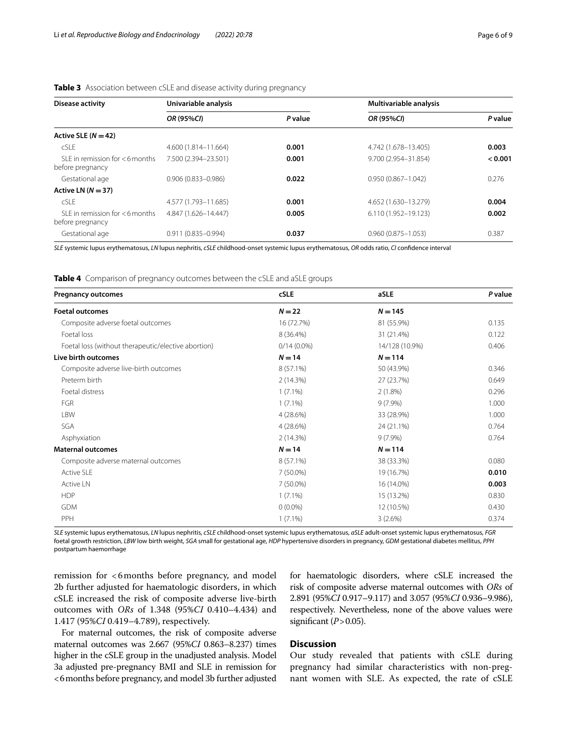**Table 3** Association between cSLE and disease activity during pregnancy

| Disease activity | Univariable analysis | | Multivariable analysis | |
|---|---|---|---|---|
| | *OR* (95%*CI*) | *P* value | *OR* (95%*CI*) | *P* value |
| **Active SLE (*N* = 42)** | | | | |
| cSLE | 4.600 (1.814–11.664) | **0.001** | 4.742 (1.678–13.405) | **0.003** |
| SLE in remission for < 6 months before pregnancy | 7.500 (2.394–23.501) | **0.001** | 9.700 (2.954–31.854) | **< 0.001** |
| Gestational age | 0.906 (0.833–0.986) | **0.022** | 0.950 (0.867–1.042) | 0.276 |
| **Active LN (*N* = 37)** | | | | |
| cSLE | 4.577 (1.793–11.685) | **0.001** | 4.652 (1.630–13.279) | **0.004** |
| SLE in remission for < 6 months before pregnancy | 4.847 (1.626–14.447) | **0.005** | 6.110 (1.952–19.123) | **0.002** |
| Gestational age | 0.911 (0.835–0.994) | **0.037** | 0.960 (0.875–1.053) | 0.387 |

*SLE* systemic lupus erythematosus, *LN* lupus nephritis, *cSLE* childhood-onset systemic lupus erythematosus, *OR* odds ratio, *CI* confidence interval

**Table 4** Comparison of pregnancy outcomes between the cSLE and aSLE groups

| Pregnancy outcomes | cSLE | aSLE | *P* value |
|---|---|---|---|
| **Foetal outcomes** | ***N* = 22** | ***N* = 145** | |
| Composite adverse foetal outcomes | 16 (72.7%) | 81 (55.9%) | 0.135 |
| Foetal loss | 8 (36.4%) | 31 (21.4%) | 0.122 |
| Foetal loss (without therapeutic/elective abortion) | 0/14 (0.0%) | 14/128 (10.9%) | 0.406 |
| **Live birth outcomes** | ***N* = 14** | ***N* = 114** | |
| Composite adverse live-birth outcomes | 8 (57.1%) | 50 (43.9%) | 0.346 |
| Preterm birth | 2 (14.3%) | 27 (23.7%) | 0.649 |
| Foetal distress | 1 (7.1%) | 2 (1.8%) | 0.296 |
| FGR | 1 (7.1%) | 9 (7.9%) | 1.000 |
| LBW | 4 (28.6%) | 33 (28.9%) | 1.000 |
| SGA | 4 (28.6%) | 24 (21.1%) | 0.764 |
| Asphyxiation | 2 (14.3%) | 9 (7.9%) | 0.764 |
| **Maternal outcomes** | ***N* = 14** | ***N* = 114** | |
| Composite adverse maternal outcomes | 8 (57.1%) | 38 (33.3%) | 0.080 |
| Active SLE | 7 (50.0%) | 19 (16.7%) | **0.010** |
| Active LN | 7 (50.0%) | 16 (14.0%) | **0.003** |
| HDP | 1 (7.1%) | 15 (13.2%) | 0.830 |
| GDM | 0 (0.0%) | 12 (10.5%) | 0.430 |
| PPH | 1 (7.1%) | 3 (2.6%) | 0.374 |

*SLE* systemic lupus erythematosus, *LN* lupus nephritis, *cSLE* childhood-onset systemic lupus erythematosus, *aSLE* adult-onset systemic lupus erythematosus, *FGR* foetal growth restriction, *LBW* low birth weight, *SGA* small for gestational age, *HDP* hypertensive disorders in pregnancy, *GDM* gestational diabetes mellitus, *PPH* postpartum haemorrhage

remission for < 6 months before pregnancy, and model 2b further adjusted for haematologic disorders, in which cSLE increased the risk of composite adverse live-birth outcomes with *ORs* of 1.348 (95%*CI* 0.410–4.434) and 1.417 (95%*CI* 0.419–4.789), respectively.

For maternal outcomes, the risk of composite adverse maternal outcomes was 2.667 (95%*CI* 0.863–8.237) times higher in the cSLE group in the unadjusted analysis. Model 3a adjusted pre-pregnancy BMI and SLE in remission for < 6 months before pregnancy, and model 3b further adjusted for haematologic disorders, where cSLE increased the risk of composite adverse maternal outcomes with *ORs* of 2.891 (95%*CI* 0.917–9.117) and 3.057 (95%*CI* 0.936–9.986), respectively. Nevertheless, none of the above values were significant ($P > 0.05$).

## Discussion

Our study revealed that patients with cSLE during pregnancy had similar characteristics with non-pregnant women with SLE. As expected, the rate of cSLE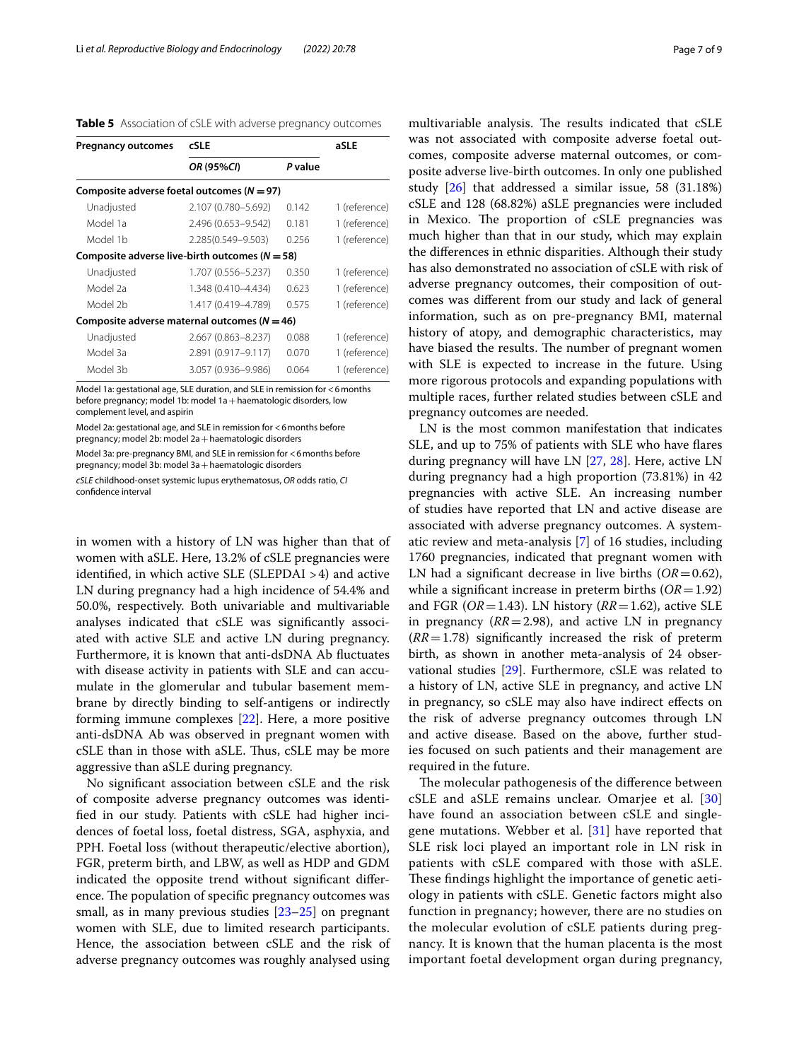**Table 5** Association of cSLE with adverse pregnancy outcomes

| Pregnancy outcomes | cSLE | | aSLE |
|---|---|---|---|
| | *OR* (95%*CI*) | *P* value | |
| **Composite adverse foetal outcomes (*N* = 97)** | | | |
| Unadjusted | 2.107 (0.780–5.692) | 0.142 | 1 (reference) |
| Model 1a | 2.496 (0.653–9.542) | 0.181 | 1 (reference) |
| Model 1b | 2.285(0.549–9.503) | 0.256 | 1 (reference) |
| **Composite adverse live-birth outcomes (*N* = 58)** | | | |
| Unadjusted | 1.707 (0.556–5.237) | 0.350 | 1 (reference) |
| Model 2a | 1.348 (0.410–4.434) | 0.623 | 1 (reference) |
| Model 2b | 1.417 (0.419–4.789) | 0.575 | 1 (reference) |
| **Composite adverse maternal outcomes (*N* = 46)** | | | |
| Unadjusted | 2.667 (0.863–8.237) | 0.088 | 1 (reference) |
| Model 3a | 2.891 (0.917–9.117) | 0.070 | 1 (reference) |
| Model 3b | 3.057 (0.936–9.986) | 0.064 | 1 (reference) |

Model 1a: gestational age, SLE duration, and SLE in remission for < 6 months before pregnancy; model 1b: model 1a + haematologic disorders, low complement level, and aspirin

Model 2a: gestational age, and SLE in remission for < 6 months before pregnancy; model 2b: model 2a + haematologic disorders

Model 3a: pre-pregnancy BMI, and SLE in remission for < 6 months before pregnancy; model 3b: model 3a + haematologic disorders

*cSLE* childhood-onset systemic lupus erythematosus, *OR* odds ratio, *CI* confidence interval

in women with a history of LN was higher than that of women with aSLE. Here, 13.2% of cSLE pregnancies were identified, in which active SLE (SLEPDAI > 4) and active LN during pregnancy had a high incidence of 54.4% and 50.0%, respectively. Both univariable and multivariable analyses indicated that cSLE was significantly associated with active SLE and active LN during pregnancy. Furthermore, it is known that anti-dsDNA Ab fluctuates with disease activity in patients with SLE and can accumulate in the glomerular and tubular basement membrane by directly binding to self-antigens or indirectly forming immune complexes [22]. Here, a more positive anti-dsDNA Ab was observed in pregnant women with cSLE than in those with aSLE. Thus, cSLE may be more aggressive than aSLE during pregnancy.

No significant association between cSLE and the risk of composite adverse pregnancy outcomes was identified in our study. Patients with cSLE had higher incidences of foetal loss, foetal distress, SGA, asphyxia, and PPH. Foetal loss (without therapeutic/elective abortion), FGR, preterm birth, and LBW, as well as HDP and GDM indicated the opposite trend without significant difference. The population of specific pregnancy outcomes was small, as in many previous studies [23–25] on pregnant women with SLE, due to limited research participants. Hence, the association between cSLE and the risk of adverse pregnancy outcomes was roughly analysed using multivariable analysis. The results indicated that cSLE was not associated with composite adverse foetal outcomes, composite adverse maternal outcomes, or composite adverse live-birth outcomes. In only one published study [26] that addressed a similar issue, 58 (31.18%) cSLE and 128 (68.82%) aSLE pregnancies were included in Mexico. The proportion of cSLE pregnancies was much higher than that in our study, which may explain the differences in ethnic disparities. Although their study has also demonstrated no association of cSLE with risk of adverse pregnancy outcomes, their composition of outcomes was different from our study and lack of general information, such as on pre-pregnancy BMI, maternal history of atopy, and demographic characteristics, may have biased the results. The number of pregnant women with SLE is expected to increase in the future. Using more rigorous protocols and expanding populations with multiple races, further related studies between cSLE and pregnancy outcomes are needed.

LN is the most common manifestation that indicates SLE, and up to 75% of patients with SLE who have flares during pregnancy will have LN [27, 28]. Here, active LN during pregnancy had a high proportion (73.81%) in 42 pregnancies with active SLE. An increasing number of studies have reported that LN and active disease are associated with adverse pregnancy outcomes. A systematic review and meta-analysis [7] of 16 studies, including 1760 pregnancies, indicated that pregnant women with LN had a significant decrease in live births ($OR = 0.62$), while a significant increase in preterm births ($OR = 1.92$) and FGR ($OR = 1.43$). LN history ($RR = 1.62$), active SLE in pregnancy ($RR = 2.98$), and active LN in pregnancy ($RR = 1.78$) significantly increased the risk of preterm birth, as shown in another meta-analysis of 24 observational studies [29]. Furthermore, cSLE was related to a history of LN, active SLE in pregnancy, and active LN in pregnancy, so cSLE may also have indirect effects on the risk of adverse pregnancy outcomes through LN and active disease. Based on the above, further studies focused on such patients and their management are required in the future.

The molecular pathogenesis of the difference between cSLE and aSLE remains unclear. Omarjee et al. [30] have found an association between cSLE and single-gene mutations. Webber et al. [31] have reported that SLE risk loci played an important role in LN risk in patients with cSLE compared with those with aSLE. These findings highlight the importance of genetic aetiology in patients with cSLE. Genetic factors might also function in pregnancy; however, there are no studies on the molecular evolution of cSLE patients during pregnancy. It is known that the human placenta is the most important foetal development organ during pregnancy,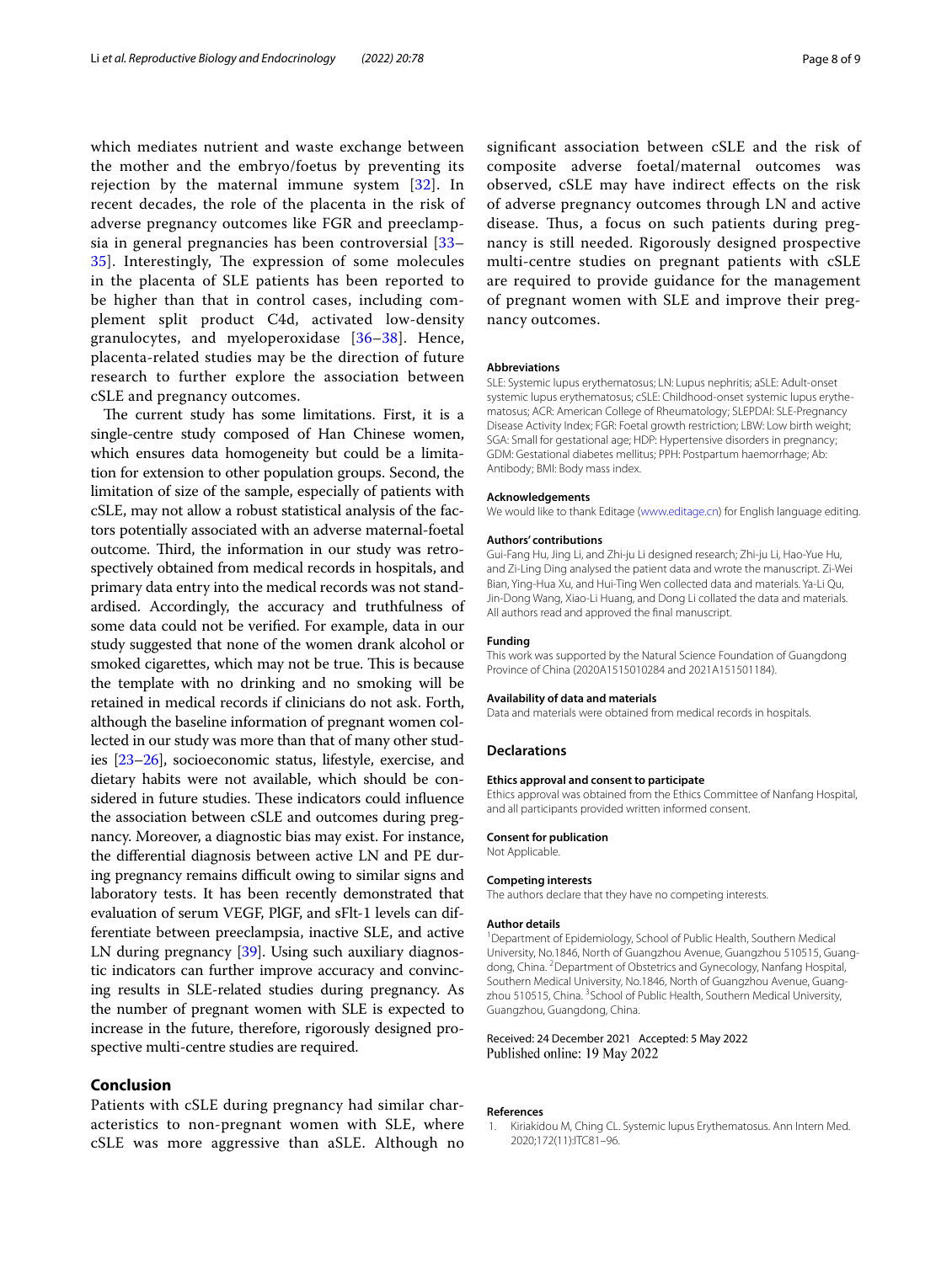which mediates nutrient and waste exchange between the mother and the embryo/foetus by preventing its rejection by the maternal immune system [32]. In recent decades, the role of the placenta in the risk of adverse pregnancy outcomes like FGR and preeclampsia in general pregnancies has been controversial [33–35]. Interestingly, The expression of some molecules in the placenta of SLE patients has been reported to be higher than that in control cases, including complement split product C4d, activated low-density granulocytes, and myeloperoxidase [36–38]. Hence, placenta-related studies may be the direction of future research to further explore the association between cSLE and pregnancy outcomes.

The current study has some limitations. First, it is a single-centre study composed of Han Chinese women, which ensures data homogeneity but could be a limitation for extension to other population groups. Second, the limitation of size of the sample, especially of patients with cSLE, may not allow a robust statistical analysis of the factors potentially associated with an adverse maternal-foetal outcome. Third, the information in our study was retrospectively obtained from medical records in hospitals, and primary data entry into the medical records was not standardised. Accordingly, the accuracy and truthfulness of some data could not be verified. For example, data in our study suggested that none of the women drank alcohol or smoked cigarettes, which may not be true. This is because the template with no drinking and no smoking will be retained in medical records if clinicians do not ask. Forth, although the baseline information of pregnant women collected in our study was more than that of many other studies [23–26], socioeconomic status, lifestyle, exercise, and dietary habits were not available, which should be considered in future studies. These indicators could influence the association between cSLE and outcomes during pregnancy. Moreover, a diagnostic bias may exist. For instance, the differential diagnosis between active LN and PE during pregnancy remains difficult owing to similar signs and laboratory tests. It has been recently demonstrated that evaluation of serum VEGF, PlGF, and sFlt-1 levels can differentiate between preeclampsia, inactive SLE, and active LN during pregnancy [39]. Using such auxiliary diagnostic indicators can further improve accuracy and convincing results in SLE-related studies during pregnancy. As the number of pregnant women with SLE is expected to increase in the future, therefore, rigorously designed prospective multi-centre studies are required.

## Conclusion

Patients with cSLE during pregnancy had similar characteristics to non-pregnant women with SLE, where cSLE was more aggressive than aSLE. Although no significant association between cSLE and the risk of composite adverse foetal/maternal outcomes was observed, cSLE may have indirect effects on the risk of adverse pregnancy outcomes through LN and active disease. Thus, a focus on such patients during pregnancy is still needed. Rigorously designed prospective multi-centre studies on pregnant patients with cSLE are required to provide guidance for the management of pregnant women with SLE and improve their pregnancy outcomes.

#### Abbreviations

SLE: Systemic lupus erythematosus; LN: Lupus nephritis; aSLE: Adult-onset systemic lupus erythematosus; cSLE: Childhood-onset systemic lupus erythematosus; ACR: American College of Rheumatology; SLEPDAI: SLE-Pregnancy Disease Activity Index; FGR: Foetal growth restriction; LBW: Low birth weight; SGA: Small for gestational age; HDP: Hypertensive disorders in pregnancy; GDM: Gestational diabetes mellitus; PPH: Postpartum haemorrhage; Ab: Antibody; BMI: Body mass index.

#### Acknowledgements

We would like to thank Editage (www.editage.cn) for English language editing.

#### Authors' contributions

Gui-Fang Hu, Jing Li, and Zhi-ju Li designed research; Zhi-ju Li, Hao-Yue Hu, and Zi-Ling Ding analysed the patient data and wrote the manuscript. Zi-Wei Bian, Ying-Hua Xu, and Hui-Ting Wen collected data and materials. Ya-Li Qu, Jin-Dong Wang, Xiao-Li Huang, and Dong Li collated the data and materials. All authors read and approved the final manuscript.

#### Funding

This work was supported by the Natural Science Foundation of Guangdong Province of China (2020A1515010284 and 2021A151501184).

#### Availability of data and materials

Data and materials were obtained from medical records in hospitals.

### Declarations

#### Ethics approval and consent to participate

Ethics approval was obtained from the Ethics Committee of Nanfang Hospital, and all participants provided written informed consent.

#### Consent for publication

Not Applicable.

#### Competing interests

The authors declare that they have no competing interests.

#### Author details

[1]Department of Epidemiology, School of Public Health, Southern Medical University, No.1846, North of Guangzhou Avenue, Guangzhou 510515, Guangdong, China. [2]Department of Obstetrics and Gynecology, Nanfang Hospital, Southern Medical University, No.1846, North of Guangzhou Avenue, Guangzhou 510515, China. [3]School of Public Health, Southern Medical University, Guangzhou, Guangdong, China.

Received: 24 December 2021 Accepted: 5 May 2022
Published online: 19 May 2022

#### References

1. Kiriakidou M, Ching CL. Systemic lupus Erythematosus. Ann Intern Med. 2020;172(11):ITC81–96.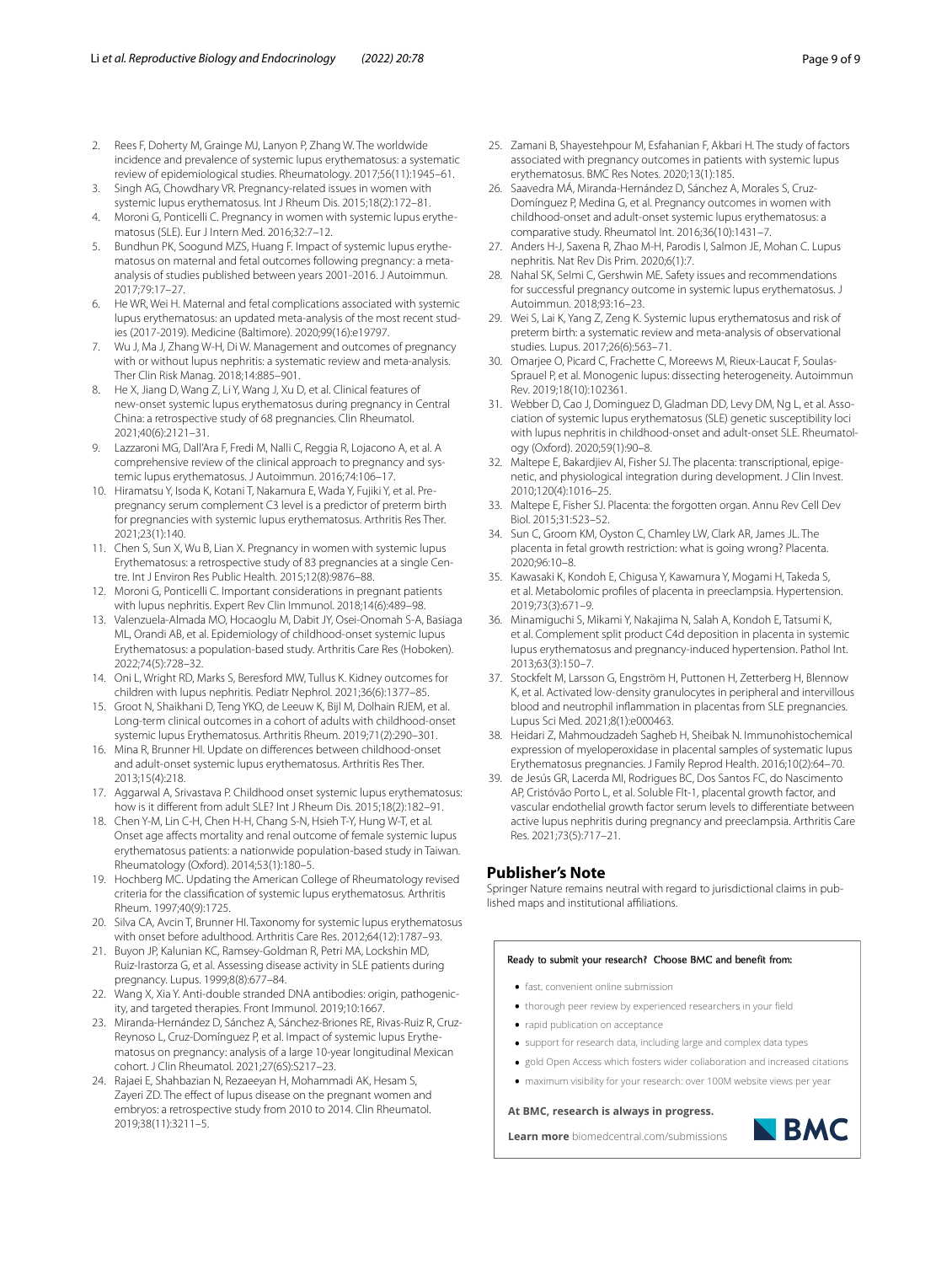2. Rees F, Doherty M, Grainge MJ, Lanyon P, Zhang W. The worldwide incidence and prevalence of systemic lupus erythematosus: a systematic review of epidemiological studies. Rheumatology. 2017;56(11):1945–61.
3. Singh AG, Chowdhary VR. Pregnancy-related issues in women with systemic lupus erythematosus. Int J Rheum Dis. 2015;18(2):172–81.
4. Moroni G, Ponticelli C. Pregnancy in women with systemic lupus erythematosus (SLE). Eur J Intern Med. 2016;32:7–12.
5. Bundhun PK, Soogund MZS, Huang F. Impact of systemic lupus erythematosus on maternal and fetal outcomes following pregnancy: a meta-analysis of studies published between years 2001-2016. J Autoimmun. 2017;79:17–27.
6. He WR, Wei H. Maternal and fetal complications associated with systemic lupus erythematosus: an updated meta-analysis of the most recent studies (2017-2019). Medicine (Baltimore). 2020;99(16):e19797.
7. Wu J, Ma J, Zhang W-H, Di W. Management and outcomes of pregnancy with or without lupus nephritis: a systematic review and meta-analysis. Ther Clin Risk Manag. 2018;14:885–901.
8. He X, Jiang D, Wang Z, Li Y, Wang J, Xu D, et al. Clinical features of new-onset systemic lupus erythematosus during pregnancy in Central China: a retrospective study of 68 pregnancies. Clin Rheumatol. 2021;40(6):2121–31.
9. Lazzaroni MG, Dall'Ara F, Fredi M, Nalli C, Reggia R, Lojacono A, et al. A comprehensive review of the clinical approach to pregnancy and systemic lupus erythematosus. J Autoimmun. 2016;74:106–17.
10. Hiramatsu Y, Isoda K, Kotani T, Nakamura E, Wada Y, Fujiki Y, et al. Pre-pregnancy serum complement C3 level is a predictor of preterm birth for pregnancies with systemic lupus erythematosus. Arthritis Res Ther. 2021;23(1):140.
11. Chen S, Sun X, Wu B, Lian X. Pregnancy in women with systemic lupus Erythematosus: a retrospective study of 83 pregnancies at a single Centre. Int J Environ Res Public Health. 2015;12(8):9876–88.
12. Moroni G, Ponticelli C. Important considerations in pregnant patients with lupus nephritis. Expert Rev Clin Immunol. 2018;14(6):489–98.
13. Valenzuela-Almada MO, Hocaoglu M, Dabit JY, Osei-Onomah S-A, Basiaga ML, Orandi AB, et al. Epidemiology of childhood-onset systemic lupus Erythematosus: a population-based study. Arthritis Care Res (Hoboken). 2022;74(5):728–32.
14. Oni L, Wright RD, Marks S, Beresford MW, Tullus K. Kidney outcomes for children with lupus nephritis. Pediatr Nephrol. 2021;36(6):1377–85.
15. Groot N, Shaikhani D, Teng YKO, de Leeuw K, Bijl M, Dolhain RJEM, et al. Long-term clinical outcomes in a cohort of adults with childhood-onset systemic lupus Erythematosus. Arthritis Rheum. 2019;71(2):290–301.
16. Mina R, Brunner HI. Update on differences between childhood-onset and adult-onset systemic lupus erythematosus. Arthritis Res Ther. 2013;15(4):218.
17. Aggarwal A, Srivastava P. Childhood onset systemic lupus erythematosus: how is it different from adult SLE? Int J Rheum Dis. 2015;18(2):182–91.
18. Chen Y-M, Lin C-H, Chen H-H, Chang S-N, Hsieh T-Y, Hung W-T, et al. Onset age affects mortality and renal outcome of female systemic lupus erythematosus patients: a nationwide population-based study in Taiwan. Rheumatology (Oxford). 2014;53(1):180–5.
19. Hochberg MC. Updating the American College of Rheumatology revised criteria for the classification of systemic lupus erythematosus. Arthritis Rheum. 1997;40(9):1725.
20. Silva CA, Avcin T, Brunner HI. Taxonomy for systemic lupus erythematosus with onset before adulthood. Arthritis Care Res. 2012;64(12):1787–93.
21. Buyon JP, Kalunian KC, Ramsey-Goldman R, Petri MA, Lockshin MD, Ruiz-Irastorza G, et al. Assessing disease activity in SLE patients during pregnancy. Lupus. 1999;8(8):677–84.
22. Wang X, Xia Y. Anti-double stranded DNA antibodies: origin, pathogenicity, and targeted therapies. Front Immunol. 2019;10:1667.
23. Miranda-Hernández D, Sánchez A, Sánchez-Briones RE, Rivas-Ruiz R, Cruz-Reynoso L, Cruz-Domínguez P, et al. Impact of systemic lupus Erythematosus on pregnancy: analysis of a large 10-year longitudinal Mexican cohort. J Clin Rheumatol. 2021;27(6S):S217–23.
24. Rajaei E, Shahbazian N, Rezaeeyan H, Mohammadi AK, Hesam S, Zayeri ZD. The effect of lupus disease on the pregnant women and embryos: a retrospective study from 2010 to 2014. Clin Rheumatol. 2019;38(11):3211–5.
25. Zamani B, Shayestehpour M, Esfahanian F, Akbari H. The study of factors associated with pregnancy outcomes in patients with systemic lupus erythematosus. BMC Res Notes. 2020;13(1):185.
26. Saavedra MÁ, Miranda-Hernández D, Sánchez A, Morales S, Cruz-Domínguez P, Medina G, et al. Pregnancy outcomes in women with childhood-onset and adult-onset systemic lupus erythematosus: a comparative study. Rheumatol Int. 2016;36(10):1431–7.
27. Anders H-J, Saxena R, Zhao M-H, Parodis I, Salmon JE, Mohan C. Lupus nephritis. Nat Rev Dis Prim. 2020;6(1):7.
28. Nahal SK, Selmi C, Gershwin ME. Safety issues and recommendations for successful pregnancy outcome in systemic lupus erythematosus. J Autoimmun. 2018;93:16–23.
29. Wei S, Lai K, Yang Z, Zeng K. Systemic lupus erythematosus and risk of preterm birth: a systematic review and meta-analysis of observational studies. Lupus. 2017;26(6):563–71.
30. Omarjee O, Picard C, Frachette C, Moreews M, Rieux-Laucat F, Soulas-Sprauel P, et al. Monogenic lupus: dissecting heterogeneity. Autoimmun Rev. 2019;18(10):102361.
31. Webber D, Cao J, Dominguez D, Gladman DD, Levy DM, Ng L, et al. Association of systemic lupus erythematosus (SLE) genetic susceptibility loci with lupus nephritis in childhood-onset and adult-onset SLE. Rheumatology (Oxford). 2020;59(1):90–8.
32. Maltepe E, Bakardjiev AI, Fisher SJ. The placenta: transcriptional, epigenetic, and physiological integration during development. J Clin Invest. 2010;120(4):1016–25.
33. Maltepe E, Fisher SJ. Placenta: the forgotten organ. Annu Rev Cell Dev Biol. 2015;31:523–52.
34. Sun C, Groom KM, Oyston C, Chamley LW, Clark AR, James JL. The placenta in fetal growth restriction: what is going wrong? Placenta. 2020;96:10–8.
35. Kawasaki K, Kondoh E, Chigusa Y, Kawamura Y, Mogami H, Takeda S, et al. Metabolomic profiles of placenta in preeclampsia. Hypertension. 2019;73(3):671–9.
36. Minamiguchi S, Mikami Y, Nakajima N, Salah A, Kondoh E, Tatsumi K, et al. Complement split product C4d deposition in placenta in systemic lupus erythematosus and pregnancy-induced hypertension. Pathol Int. 2013;63(3):150–7.
37. Stockfelt M, Larsson G, Engström H, Puttonen H, Zetterberg H, Blennow K, et al. Activated low-density granulocytes in peripheral and intervillous blood and neutrophil inflammation in placentas from SLE pregnancies. Lupus Sci Med. 2021;8(1):e000463.
38. Heidari Z, Mahmoudzadeh Sagheb H, Sheibak N. Immunohistochemical expression of myeloperoxidase in placental samples of systematic lupus Erythematosus pregnancies. J Family Reprod Health. 2016;10(2):64–70.
39. de Jesús GR, Lacerda MI, Rodrigues BC, Dos Santos FC, do Nascimento AP, Cristóvão Porto L, et al. Soluble Flt-1, placental growth factor, and vascular endothelial growth factor serum levels to differentiate between active lupus nephritis during pregnancy and preeclampsia. Arthritis Care Res. 2021;73(5):717–21.

## Publisher's Note

Springer Nature remains neutral with regard to jurisdictional claims in published maps and institutional affiliations.

Ready to submit your research? Choose BMC and benefit from:

- fast, convenient online submission
- thorough peer review by experienced researchers in your field
- rapid publication on acceptance
- support for research data, including large and complex data types
- gold Open Access which fosters wider collaboration and increased citations
- maximum visibility for your research: over 100M website views per year

**At BMC, research is always in progress.**

**Learn more** biomedcentral.com/submissions

BMC